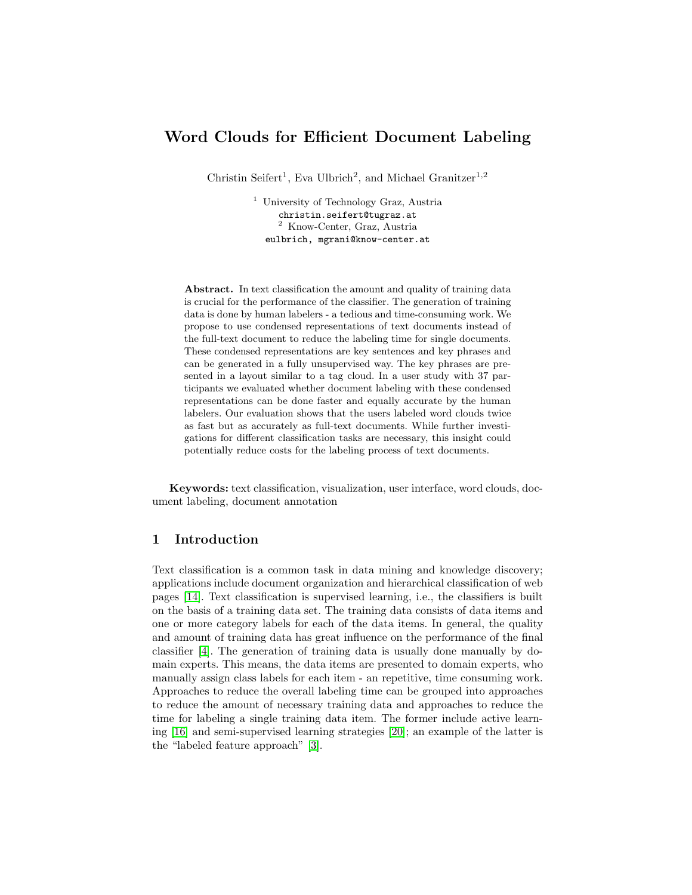# Word Clouds for Efficient Document Labeling

Christin Seifert[1], Eva Ulbrich[2], and Michael Granitzer[1,2]

[1] University of Technology Graz, Austria
christin.seifert@tugraz.at
[2] Know-Center, Graz, Austria
eulbrich, mgrani@know-center.at

**Abstract.** In text classification the amount and quality of training data is crucial for the performance of the classifier. The generation of training data is done by human labelers - a tedious and time-consuming work. We propose to use condensed representations of text documents instead of the full-text document to reduce the labeling time for single documents. These condensed representations are key sentences and key phrases and can be generated in a fully unsupervised way. The key phrases are presented in a layout similar to a tag cloud. In a user study with 37 participants we evaluated whether document labeling with these condensed representations can be done faster and equally accurate by the human labelers. Our evaluation shows that the users labeled word clouds twice as fast but as accurately as full-text documents. While further investigations for different classification tasks are necessary, this insight could potentially reduce costs for the labeling process of text documents.

**Keywords:** text classification, visualization, user interface, word clouds, document labeling, document annotation

## 1 Introduction

Text classification is a common task in data mining and knowledge discovery; applications include document organization and hierarchical classification of web pages [14]. Text classification is supervised learning, i.e., the classifiers is built on the basis of a training data set. The training data consists of data items and one or more category labels for each of the data items. In general, the quality and amount of training data has great influence on the performance of the final classifier [4]. The generation of training data is usually done manually by domain experts. This means, the data items are presented to domain experts, who manually assign class labels for each item - an repetitive, time consuming work. Approaches to reduce the overall labeling time can be grouped into approaches to reduce the amount of necessary training data and approaches to reduce the time for labeling a single training data item. The former include active learning [16] and semi-supervised learning strategies [20]; an example of the latter is the "labeled feature approach" [3].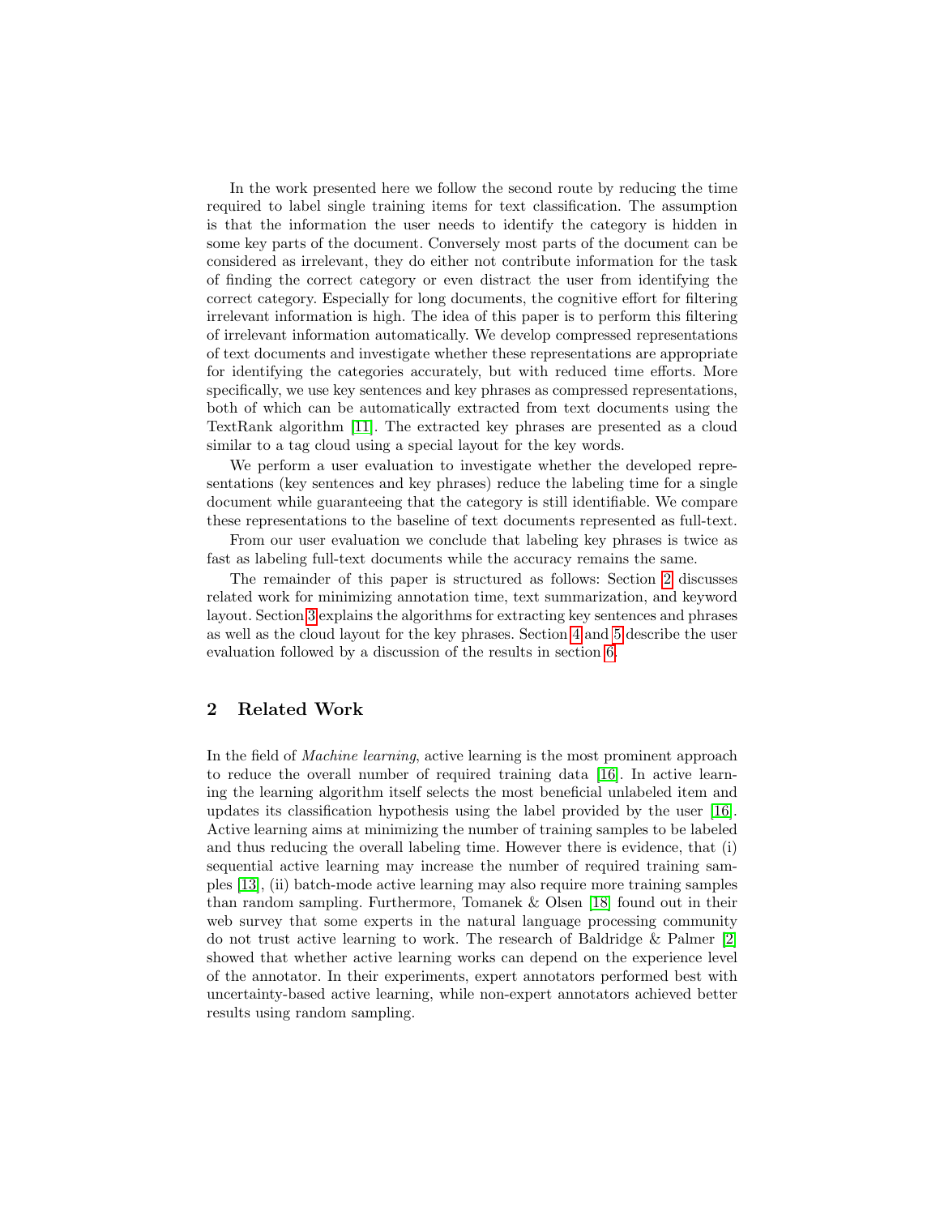In the work presented here we follow the second route by reducing the time required to label single training items for text classification. The assumption is that the information the user needs to identify the category is hidden in some key parts of the document. Conversely most parts of the document can be considered as irrelevant, they do either not contribute information for the task of finding the correct category or even distract the user from identifying the correct category. Especially for long documents, the cognitive effort for filtering irrelevant information is high. The idea of this paper is to perform this filtering of irrelevant information automatically. We develop compressed representations of text documents and investigate whether these representations are appropriate for identifying the categories accurately, but with reduced time efforts. More specifically, we use key sentences and key phrases as compressed representations, both of which can be automatically extracted from text documents using the TextRank algorithm [11]. The extracted key phrases are presented as a cloud similar to a tag cloud using a special layout for the key words.

We perform a user evaluation to investigate whether the developed representations (key sentences and key phrases) reduce the labeling time for a single document while guaranteeing that the category is still identifiable. We compare these representations to the baseline of text documents represented as full-text.

From our user evaluation we conclude that labeling key phrases is twice as fast as labeling full-text documents while the accuracy remains the same.

The remainder of this paper is structured as follows: Section 2 discusses related work for minimizing annotation time, text summarization, and keyword layout. Section 3 explains the algorithms for extracting key sentences and phrases as well as the cloud layout for the key phrases. Section 4 and 5 describe the user evaluation followed by a discussion of the results in section 6.

## 2 Related Work

In the field of *Machine learning*, active learning is the most prominent approach to reduce the overall number of required training data [16]. In active learning the learning algorithm itself selects the most beneficial unlabeled item and updates its classification hypothesis using the label provided by the user [16]. Active learning aims at minimizing the number of training samples to be labeled and thus reducing the overall labeling time. However there is evidence, that (i) sequential active learning may increase the number of required training samples [13], (ii) batch-mode active learning may also require more training samples than random sampling. Furthermore, Tomanek & Olsen [18] found out in their web survey that some experts in the natural language processing community do not trust active learning to work. The research of Baldridge & Palmer [2] showed that whether active learning works can depend on the experience level of the annotator. In their experiments, expert annotators performed best with uncertainty-based active learning, while non-expert annotators achieved better results using random sampling.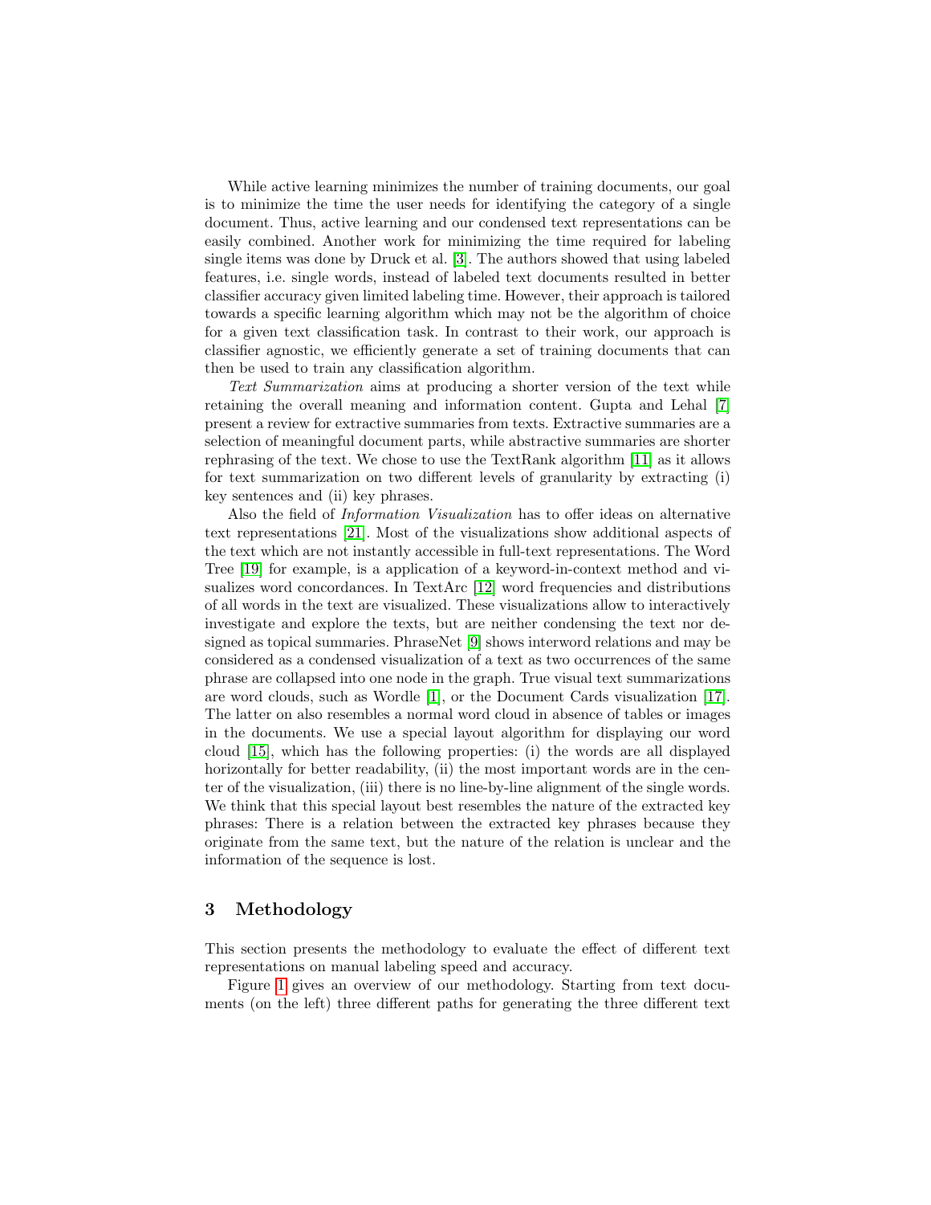While active learning minimizes the number of training documents, our goal is to minimize the time the user needs for identifying the category of a single document. Thus, active learning and our condensed text representations can be easily combined. Another work for minimizing the time required for labeling single items was done by Druck et al. [3]. The authors showed that using labeled features, i.e. single words, instead of labeled text documents resulted in better classifier accuracy given limited labeling time. However, their approach is tailored towards a specific learning algorithm which may not be the algorithm of choice for a given text classification task. In contrast to their work, our approach is classifier agnostic, we efficiently generate a set of training documents that can then be used to train any classification algorithm.

*Text Summarization* aims at producing a shorter version of the text while retaining the overall meaning and information content. Gupta and Lehal [7] present a review for extractive summaries from texts. Extractive summaries are a selection of meaningful document parts, while abstractive summaries are shorter rephrasing of the text. We chose to use the TextRank algorithm [11] as it allows for text summarization on two different levels of granularity by extracting (i) key sentences and (ii) key phrases.

Also the field of *Information Visualization* has to offer ideas on alternative text representations [21]. Most of the visualizations show additional aspects of the text which are not instantly accessible in full-text representations. The Word Tree [19] for example, is a application of a keyword-in-context method and visualizes word concordances. In TextArc [12] word frequencies and distributions of all words in the text are visualized. These visualizations allow to interactively investigate and explore the texts, but are neither condensing the text nor designed as topical summaries. PhraseNet [9] shows interword relations and may be considered as a condensed visualization of a text as two occurrences of the same phrase are collapsed into one node in the graph. True visual text summarizations are word clouds, such as Wordle [1], or the Document Cards visualization [17]. The latter on also resembles a normal word cloud in absence of tables or images in the documents. We use a special layout algorithm for displaying our word cloud [15], which has the following properties: (i) the words are all displayed horizontally for better readability, (ii) the most important words are in the center of the visualization, (iii) there is no line-by-line alignment of the single words. We think that this special layout best resembles the nature of the extracted key phrases: There is a relation between the extracted key phrases because they originate from the same text, but the nature of the relation is unclear and the information of the sequence is lost.

## 3 Methodology

This section presents the methodology to evaluate the effect of different text representations on manual labeling speed and accuracy.

Figure 1 gives an overview of our methodology. Starting from text documents (on the left) three different paths for generating the three different text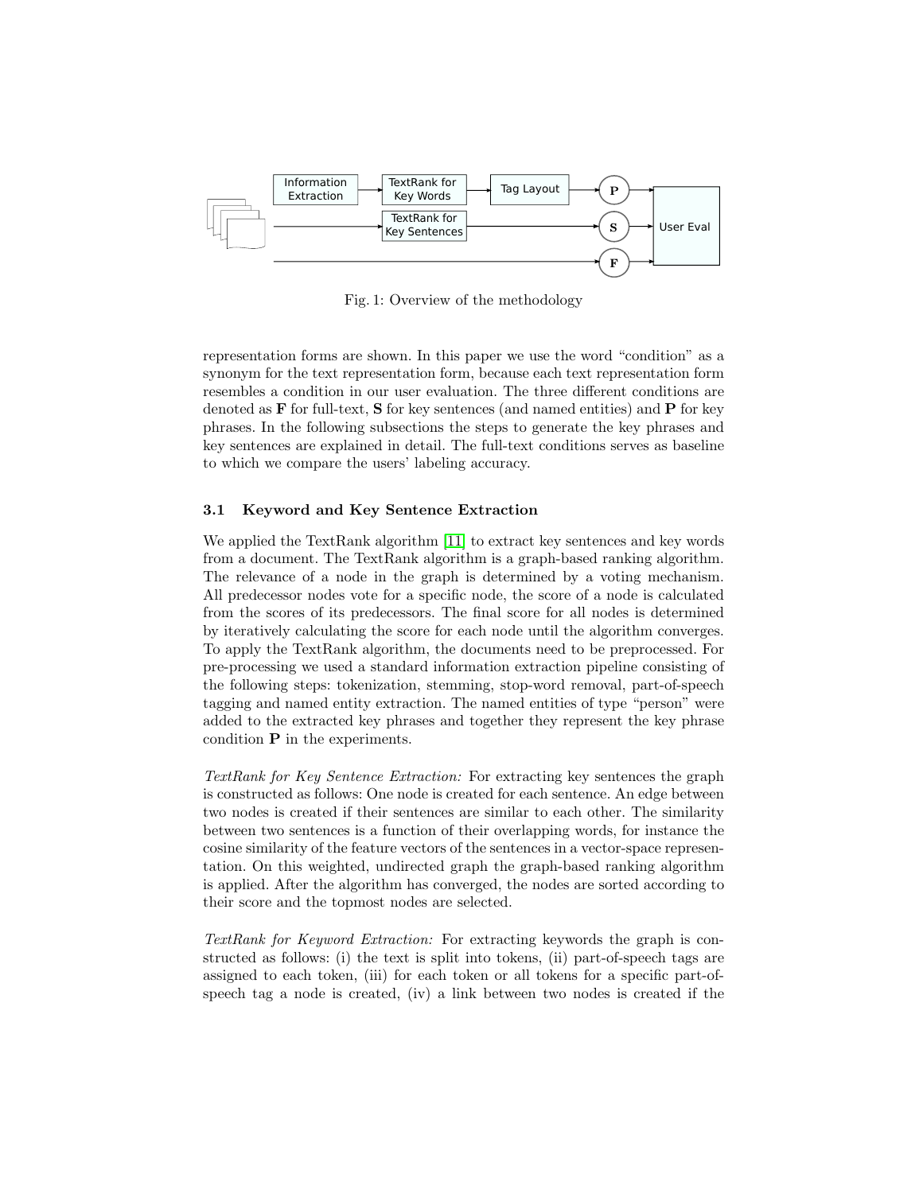Information Extraction

TextRank for Key Words

Tag Layout

TextRank for Key Sentences

P

S

F

User Eval

Fig. 1: Overview of the methodology

representation forms are shown. In this paper we use the word "condition" as a synonym for the text representation form, because each text representation form resembles a condition in our user evaluation. The three different conditions are denoted as **F** for full-text, **S** for key sentences (and named entities) and **P** for key phrases. In the following subsections the steps to generate the key phrases and key sentences are explained in detail. The full-text conditions serves as baseline to which we compare the users' labeling accuracy.

### 3.1 Keyword and Key Sentence Extraction

We applied the TextRank algorithm [11] to extract key sentences and key words from a document. The TextRank algorithm is a graph-based ranking algorithm. The relevance of a node in the graph is determined by a voting mechanism. All predecessor nodes vote for a specific node, the score of a node is calculated from the scores of its predecessors. The final score for all nodes is determined by iteratively calculating the score for each node until the algorithm converges. To apply the TextRank algorithm, the documents need to be preprocessed. For pre-processing we used a standard information extraction pipeline consisting of the following steps: tokenization, stemming, stop-word removal, part-of-speech tagging and named entity extraction. The named entities of type "person" were added to the extracted key phrases and together they represent the key phrase condition **P** in the experiments.

*TextRank for Key Sentence Extraction:* For extracting key sentences the graph is constructed as follows: One node is created for each sentence. An edge between two nodes is created if their sentences are similar to each other. The similarity between two sentences is a function of their overlapping words, for instance the cosine similarity of the feature vectors of the sentences in a vector-space representation. On this weighted, undirected graph the graph-based ranking algorithm is applied. After the algorithm has converged, the nodes are sorted according to their score and the topmost nodes are selected.

*TextRank for Keyword Extraction:* For extracting keywords the graph is constructed as follows: (i) the text is split into tokens, (ii) part-of-speech tags are assigned to each token, (iii) for each token or all tokens for a specific part-of-speech tag a node is created, (iv) a link between two nodes is created if the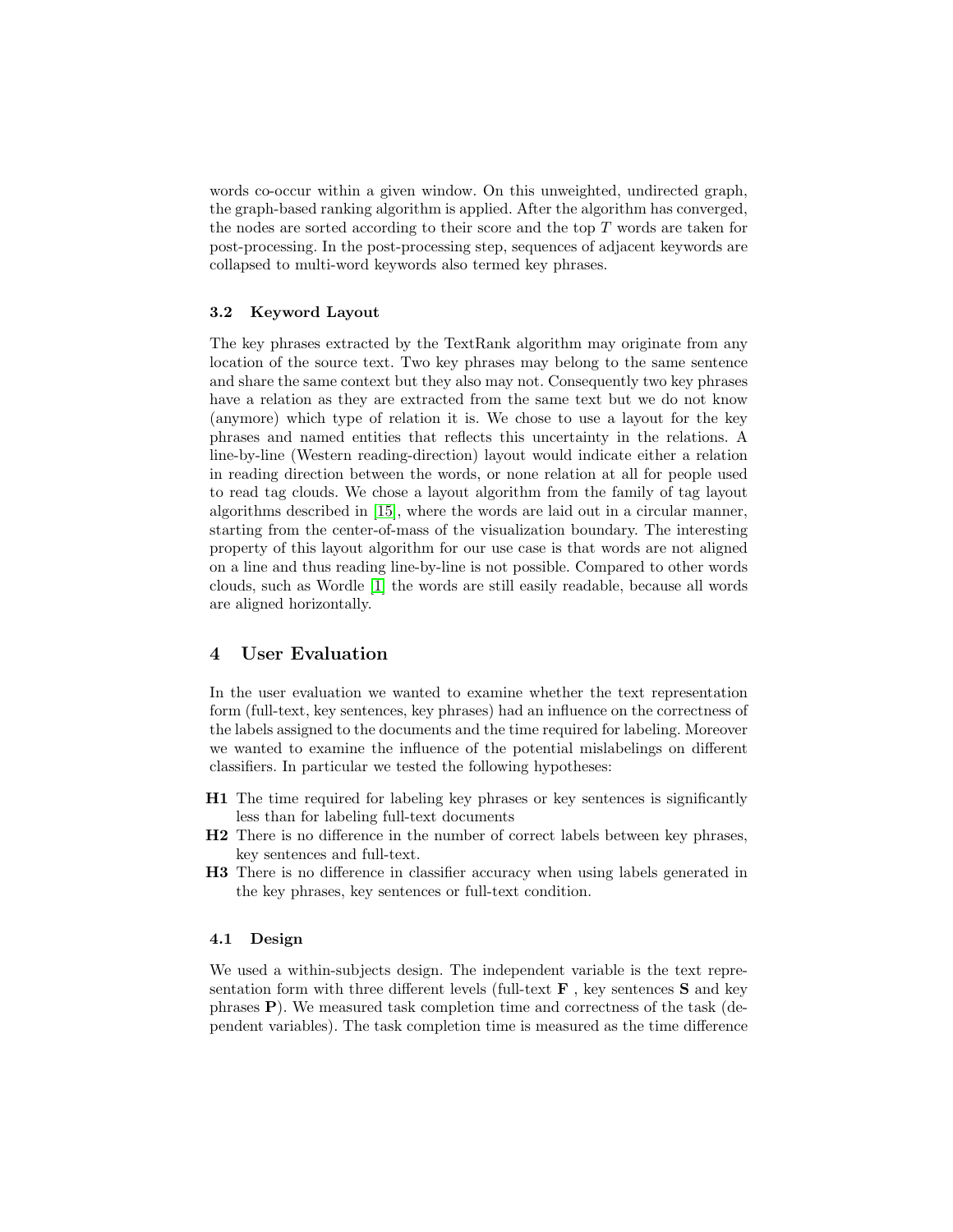words co-occur within a given window. On this unweighted, undirected graph, the graph-based ranking algorithm is applied. After the algorithm has converged, the nodes are sorted according to their score and the top $T$ words are taken for post-processing. In the post-processing step, sequences of adjacent keywords are collapsed to multi-word keywords also termed key phrases.

### 3.2 Keyword Layout

The key phrases extracted by the TextRank algorithm may originate from any location of the source text. Two key phrases may belong to the same sentence and share the same context but they also may not. Consequently two key phrases have a relation as they are extracted from the same text but we do not know (anymore) which type of relation it is. We chose to use a layout for the key phrases and named entities that reflects this uncertainty in the relations. A line-by-line (Western reading-direction) layout would indicate either a relation in reading direction between the words, or none relation at all for people used to read tag clouds. We chose a layout algorithm from the family of tag layout algorithms described in [15], where the words are laid out in a circular manner, starting from the center-of-mass of the visualization boundary. The interesting property of this layout algorithm for our use case is that words are not aligned on a line and thus reading line-by-line is not possible. Compared to other words clouds, such as Wordle [1] the words are still easily readable, because all words are aligned horizontally.

## 4 User Evaluation

In the user evaluation we wanted to examine whether the text representation form (full-text, key sentences, key phrases) had an influence on the correctness of the labels assigned to the documents and the time required for labeling. Moreover we wanted to examine the influence of the potential mislabelings on different classifiers. In particular we tested the following hypotheses:

- **H1** The time required for labeling key phrases or key sentences is significantly less than for labeling full-text documents
- **H2** There is no difference in the number of correct labels between key phrases, key sentences and full-text.
- **H3** There is no difference in classifier accuracy when using labels generated in the key phrases, key sentences or full-text condition.

### 4.1 Design

We used a within-subjects design. The independent variable is the text representation form with three different levels (full-text **F** , key sentences **S** and key phrases **P**). We measured task completion time and correctness of the task (dependent variables). The task completion time is measured as the time difference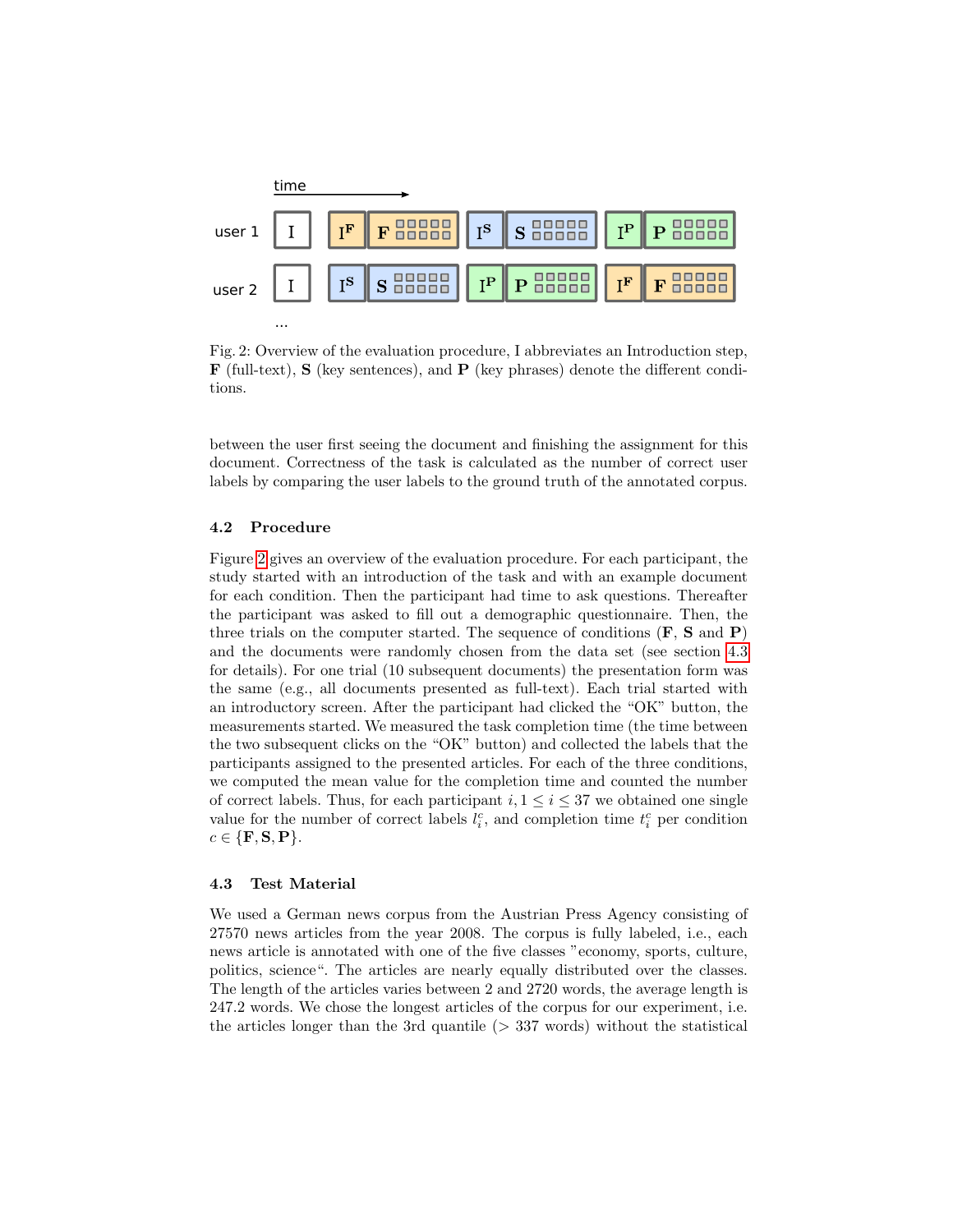time

user 1

user 2

...

I

$I^F$ F

$I^S$ S

$I^P$ P

Fig. 2: Overview of the evaluation procedure, I abbreviates an Introduction step, **F** (full-text), **S** (key sentences), and **P** (key phrases) denote the different conditions.

between the user first seeing the document and finishing the assignment for this document. Correctness of the task is calculated as the number of correct user labels by comparing the user labels to the ground truth of the annotated corpus.

### 4.2 Procedure

Figure 2 gives an overview of the evaluation procedure. For each participant, the study started with an introduction of the task and with an example document for each condition. Then the participant had time to ask questions. Thereafter the participant was asked to fill out a demographic questionnaire. Then, the three trials on the computer started. The sequence of conditions (**F**, **S** and **P**) and the documents were randomly chosen from the data set (see section 4.3 for details). For one trial (10 subsequent documents) the presentation form was the same (e.g., all documents presented as full-text). Each trial started with an introductory screen. After the participant had clicked the "OK" button, the measurements started. We measured the task completion time (the time between the two subsequent clicks on the "OK" button) and collected the labels that the participants assigned to the presented articles. For each of the three conditions, we computed the mean value for the completion time and counted the number of correct labels. Thus, for each participant $i, 1 \leq i \leq 37$ we obtained one single value for the number of correct labels $l_i^c$, and completion time $t_i^c$ per condition $c \in \{\mathbf{F}, \mathbf{S}, \mathbf{P}\}$.

### 4.3 Test Material

We used a German news corpus from the Austrian Press Agency consisting of 27570 news articles from the year 2008. The corpus is fully labeled, i.e., each news article is annotated with one of the five classes "economy, sports, culture, politics, science". The articles are nearly equally distributed over the classes. The length of the articles varies between 2 and 2720 words, the average length is 247.2 words. We chose the longest articles of the corpus for our experiment, i.e. the articles longer than the 3rd quantile (> 337 words) without the statistical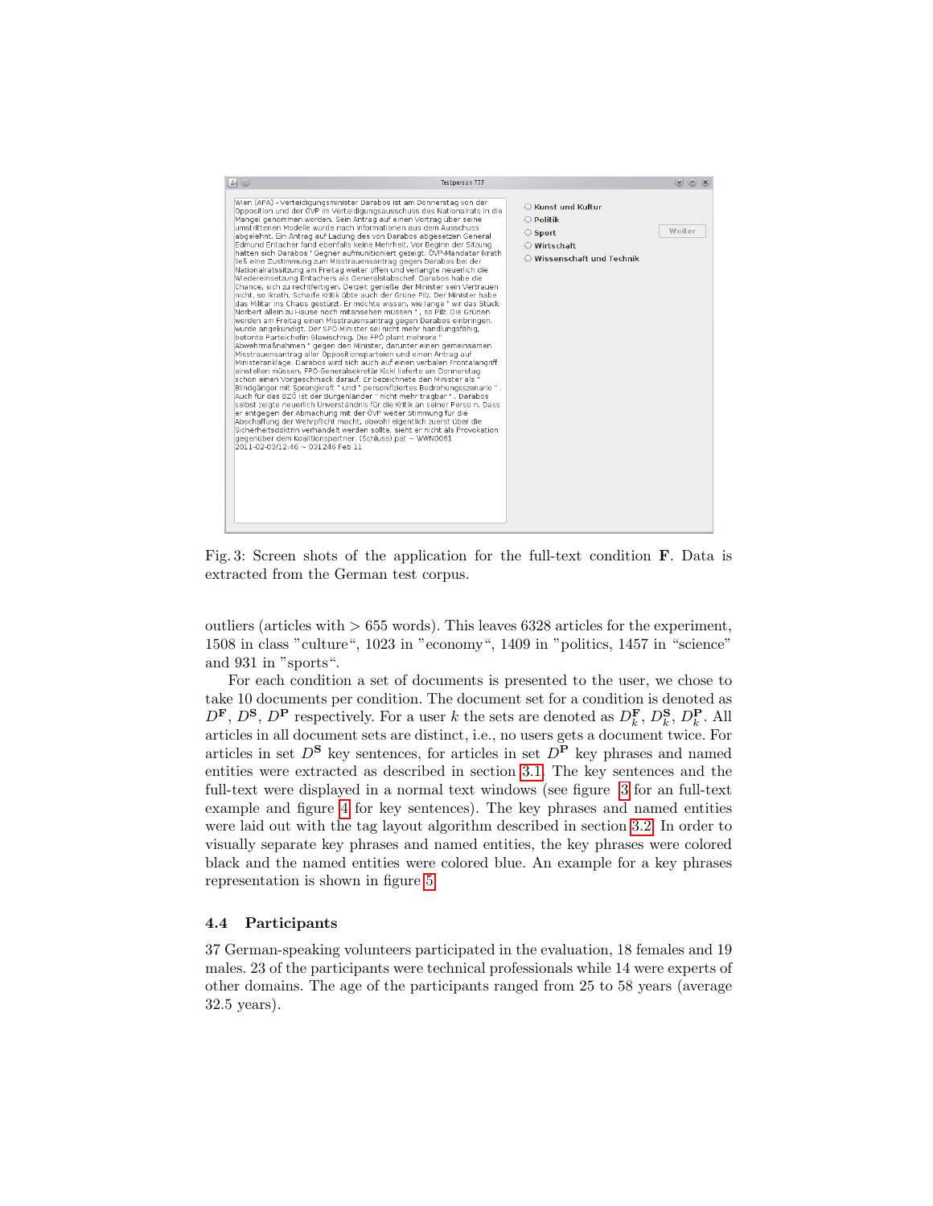Fig. 3: Screen shots of the application for the full-text condition **F**. Data is extracted from the German test corpus.

outliers (articles with > 655 words). This leaves 6328 articles for the experiment, 1508 in class "culture", 1023 in "economy", 1409 in "politics, 1457 in "science" and 931 in "sports".

For each condition a set of documents is presented to the user, we chose to take 10 documents per condition. The document set for a condition is denoted as $D^{\mathbf{F}}$, $D^{\mathbf{S}}$, $D^{\mathbf{P}}$ respectively. For a user $k$ the sets are denoted as $D^{\mathbf{F}}_k$, $D^{\mathbf{S}}_k$, $D^{\mathbf{P}}_k$. All articles in all document sets are distinct, i.e., no users gets a document twice. For articles in set $D^{\mathbf{S}}$ key sentences, for articles in set $D^{\mathbf{P}}$ key phrases and named entities were extracted as described in section 3.1. The key sentences and the full-text were displayed in a normal text windows (see figure 3 for an full-text example and figure 4 for key sentences). The key phrases and named entities were laid out with the tag layout algorithm described in section 3.2. In order to visually separate key phrases and named entities, the key phrases were colored black and the named entities were colored blue. An example for a key phrases representation is shown in figure 5.

### 4.4 Participants

37 German-speaking volunteers participated in the evaluation, 18 females and 19 males. 23 of the participants were technical professionals while 14 were experts of other domains. The age of the participants ranged from 25 to 58 years (average 32.5 years).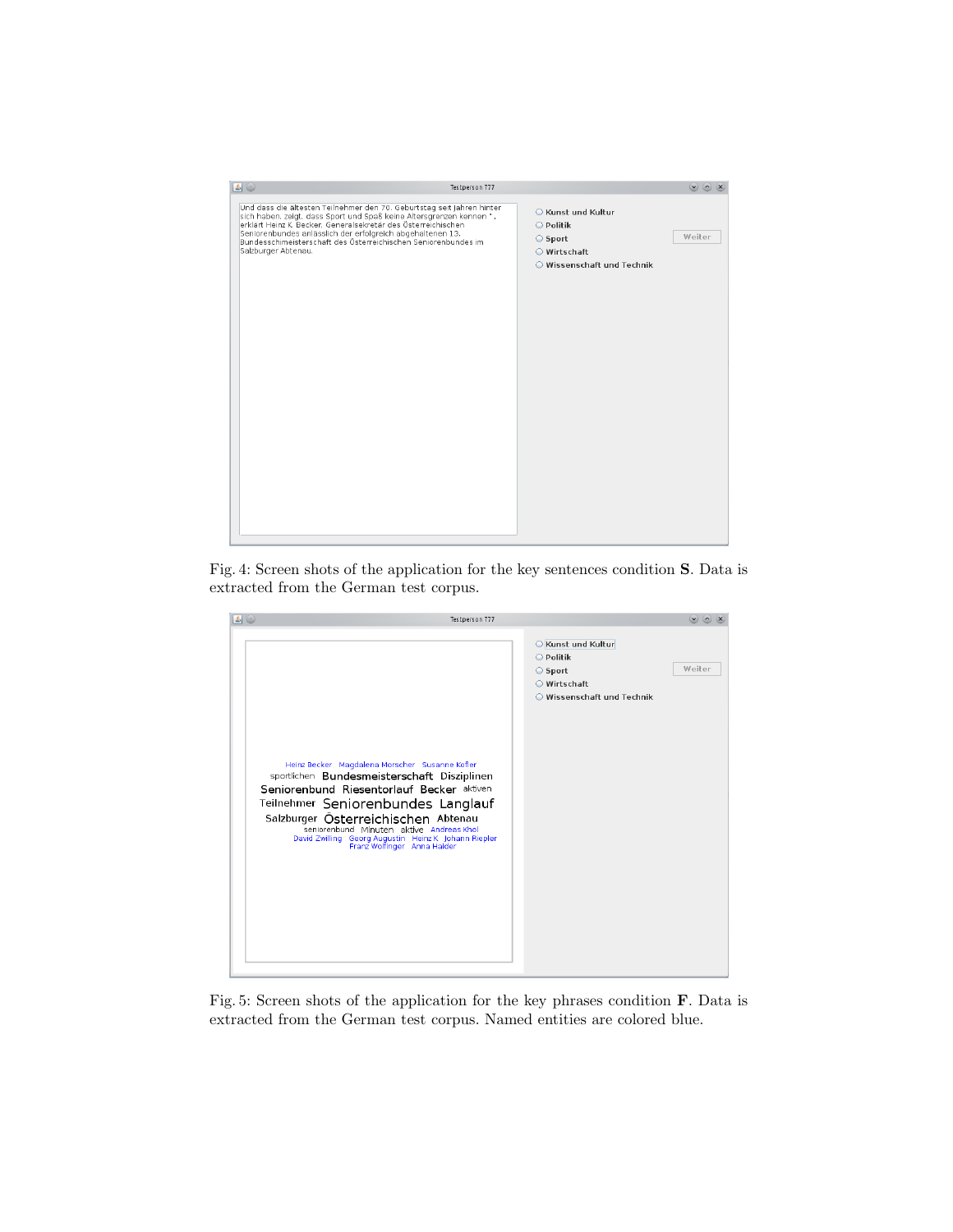Fig. 4: Screen shots of the application for the key sentences condition **S**. Data is extracted from the German test corpus.

Fig. 5: Screen shots of the application for the key phrases condition **F**. Data is extracted from the German test corpus. Named entities are colored blue.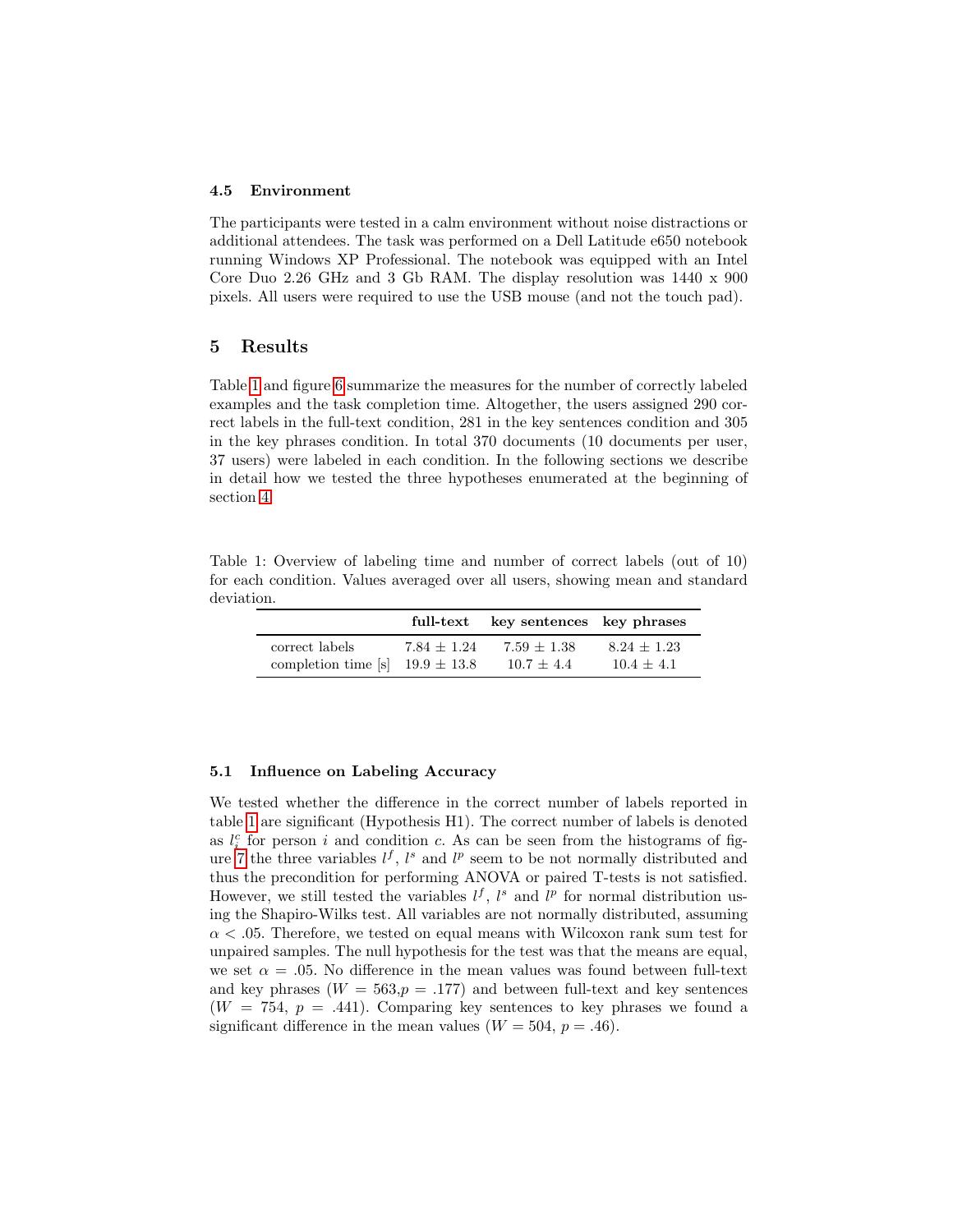### 4.5 Environment

The participants were tested in a calm environment without noise distractions or additional attendees. The task was performed on a Dell Latitude e650 notebook running Windows XP Professional. The notebook was equipped with an Intel Core Duo 2.26 GHz and 3 Gb RAM. The display resolution was 1440 x 900 pixels. All users were required to use the USB mouse (and not the touch pad).

## 5 Results

Table 1 and figure 6 summarize the measures for the number of correctly labeled examples and the task completion time. Altogether, the users assigned 290 correct labels in the full-text condition, 281 in the key sentences condition and 305 in the key phrases condition. In total 370 documents (10 documents per user, 37 users) were labeled in each condition. In the following sections we describe in detail how we tested the three hypotheses enumerated at the beginning of section 4.

Table 1: Overview of labeling time and number of correct labels (out of 10) for each condition. Values averaged over all users, showing mean and standard deviation.

| | **full-text** | **key sentences** | **key phrases** |
|---|---|---|---|
| correct labels | 7.84 ± 1.24 | 7.59 ± 1.38 | 8.24 ± 1.23 |
| completion time [s] | 19.9 ± 13.8 | 10.7 ± 4.4 | 10.4 ± 4.1 |

### 5.1 Influence on Labeling Accuracy

We tested whether the difference in the correct number of labels reported in table 1 are significant (Hypothesis H1). The correct number of labels is denoted as $l_i^c$ for person $i$ and condition $c$. As can be seen from the histograms of figure 7 the three variables $l^f$, $l^s$ and $l^p$ seem to be not normally distributed and thus the precondition for performing ANOVA or paired T-tests is not satisfied. However, we still tested the variables $l^f$, $l^s$ and $l^p$ for normal distribution using the Shapiro-Wilks test. All variables are not normally distributed, assuming $\alpha < .05$. Therefore, we tested on equal means with Wilcoxon rank sum test for unpaired samples. The null hypothesis for the test was that the means are equal, we set $\alpha = .05$. No difference in the mean values was found between full-text and key phrases ($W = 563$,$p = .177$) and between full-text and key sentences ($W = 754$, $p = .441$). Comparing key sentences to key phrases we found a significant difference in the mean values ($W = 504$, $p = .46$).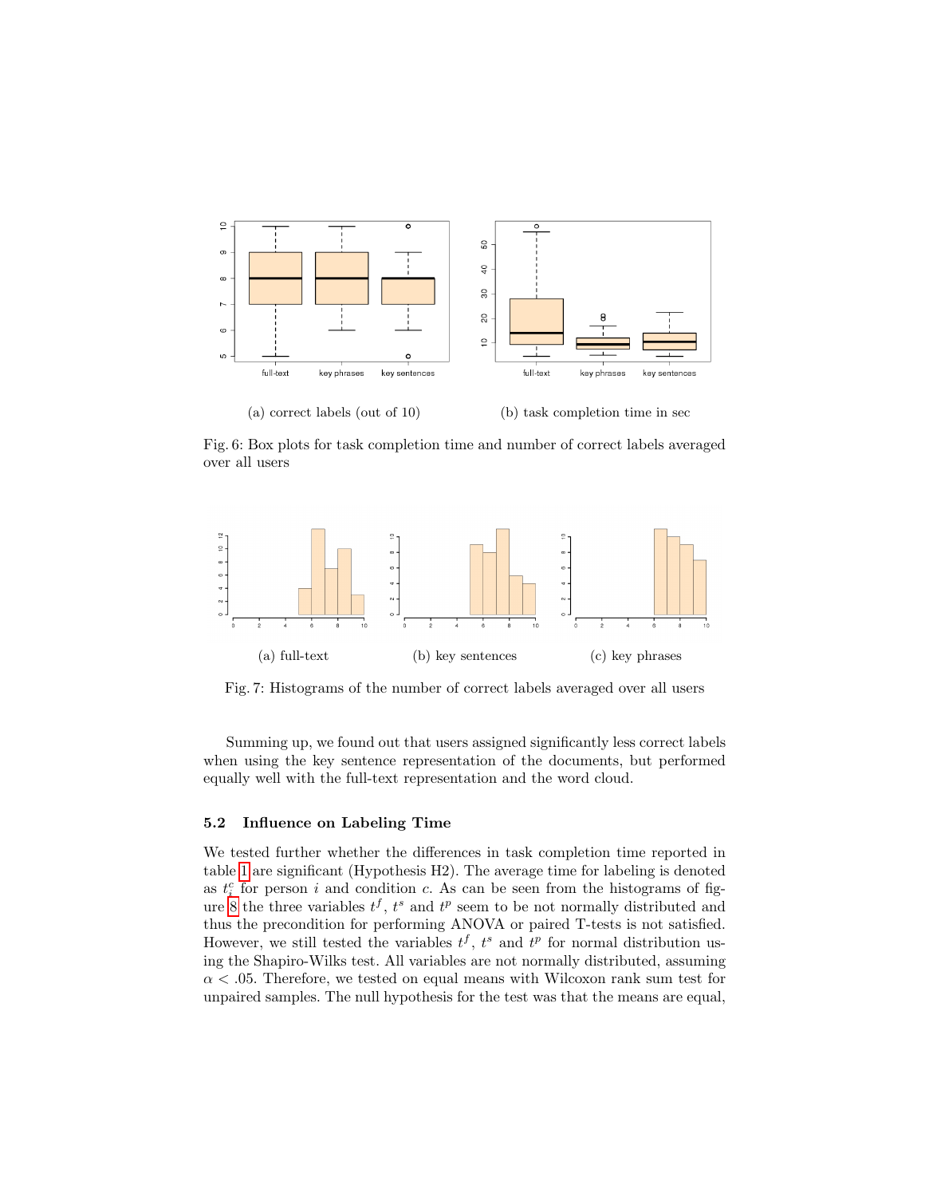10
9
8
7
6
5

full-text key phrases key sentences

(a) correct labels (out of 10)

60
50
40
30
20
10

full-text key phrases key sentences

(b) task completion time in sec

Fig. 6: Box plots for task completion time and number of correct labels averaged over all users

(a) full-text

(b) key sentences

(c) key phrases

Fig. 7: Histograms of the number of correct labels averaged over all users

Summing up, we found out that users assigned significantly less correct labels when using the key sentence representation of the documents, but performed equally well with the full-text representation and the word cloud.

### 5.2 Influence on Labeling Time

We tested further whether the differences in task completion time reported in table 1 are significant (Hypothesis H2). The average time for labeling is denoted as $t_i^c$ for person $i$ and condition $c$. As can be seen from the histograms of figure 8 the three variables $t^f$, $t^s$ and $t^p$ seem to be not normally distributed and thus the precondition for performing ANOVA or paired T-tests is not satisfied. However, we still tested the variables $t^f$, $t^s$ and $t^p$ for normal distribution using the Shapiro-Wilks test. All variables are not normally distributed, assuming $\alpha < .05$. Therefore, we tested on equal means with Wilcoxon rank sum test for unpaired samples. The null hypothesis for the test was that the means are equal,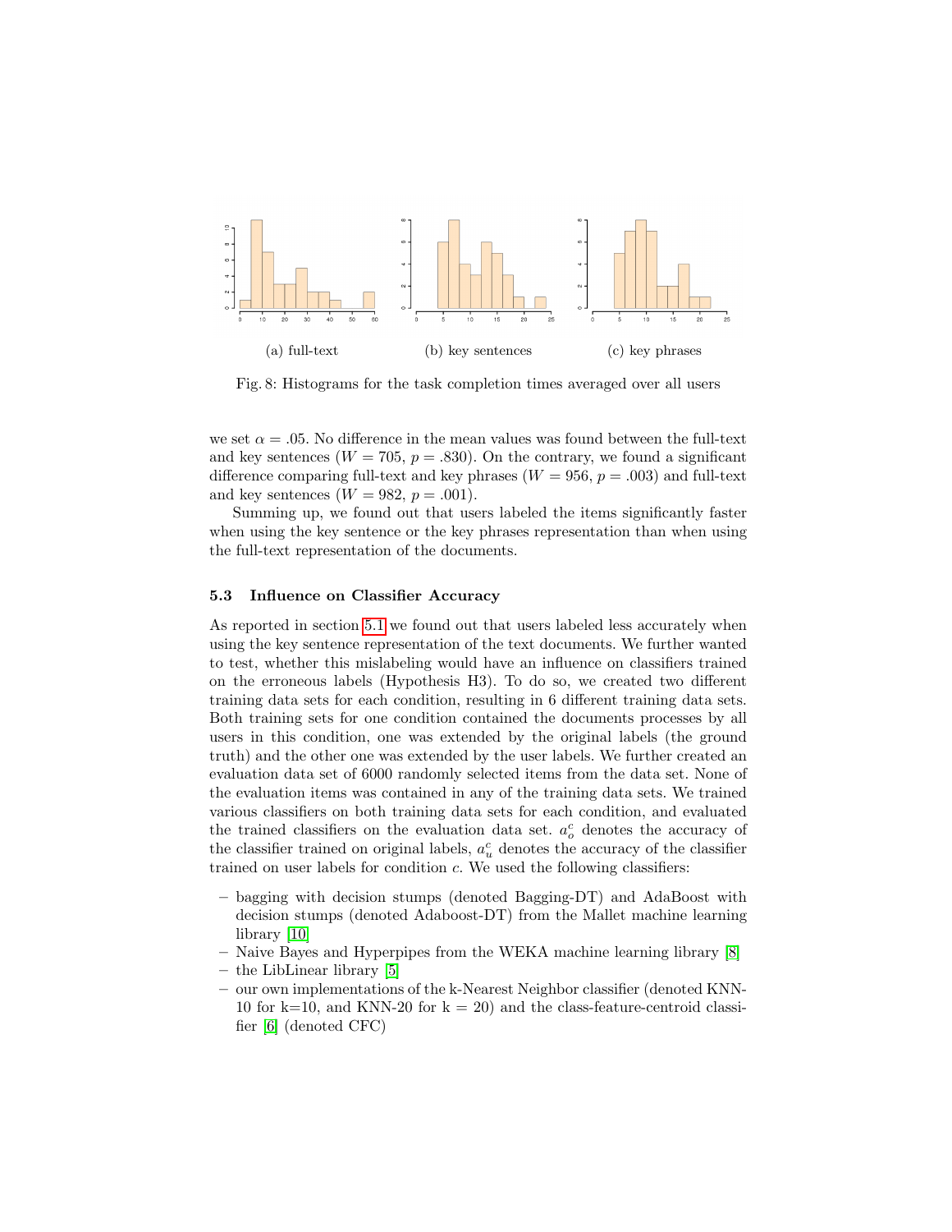0 2 4 6 8 10

0 10 20 30 40 50 60

(a) full-text

0 2 4 6 8

0 5 10 15 20 25

(b) key sentences

0 2 4 6 8

0 5 10 15 20 25

(c) key phrases

Fig. 8: Histograms for the task completion times averaged over all users

we set $\alpha = .05$. No difference in the mean values was found between the full-text and key sentences ($W = 705$, $p = .830$). On the contrary, we found a significant difference comparing full-text and key phrases ($W = 956$, $p = .003$) and full-text and key sentences ($W = 982$, $p = .001$).

Summing up, we found out that users labeled the items significantly faster when using the key sentence or the key phrases representation than when using the full-text representation of the documents.

### 5.3 Influence on Classifier Accuracy

As reported in section 5.1 we found out that users labeled less accurately when using the key sentence representation of the text documents. We further wanted to test, whether this mislabeling would have an influence on classifiers trained on the erroneous labels (Hypothesis H3). To do so, we created two different training data sets for each condition, resulting in 6 different training data sets. Both training sets for one condition contained the documents processes by all users in this condition, one was extended by the original labels (the ground truth) and the other one was extended by the user labels. We further created an evaluation data set of 6000 randomly selected items from the data set. None of the evaluation items was contained in any of the training data sets. We trained various classifiers on both training data sets for each condition, and evaluated the trained classifiers on the evaluation data set. $a_o^c$ denotes the accuracy of the classifier trained on original labels, $a_u^c$ denotes the accuracy of the classifier trained on user labels for condition $c$. We used the following classifiers:

- bagging with decision stumps (denoted Bagging-DT) and AdaBoost with decision stumps (denoted Adaboost-DT) from the Mallet machine learning library [10]
- Naive Bayes and Hyperpipes from the WEKA machine learning library [8]
- the LibLinear library [5]
- our own implementations of the k-Nearest Neighbor classifier (denoted KNN-10 for k=10, and KNN-20 for k = 20) and the class-feature-centroid classifier [6] (denoted CFC)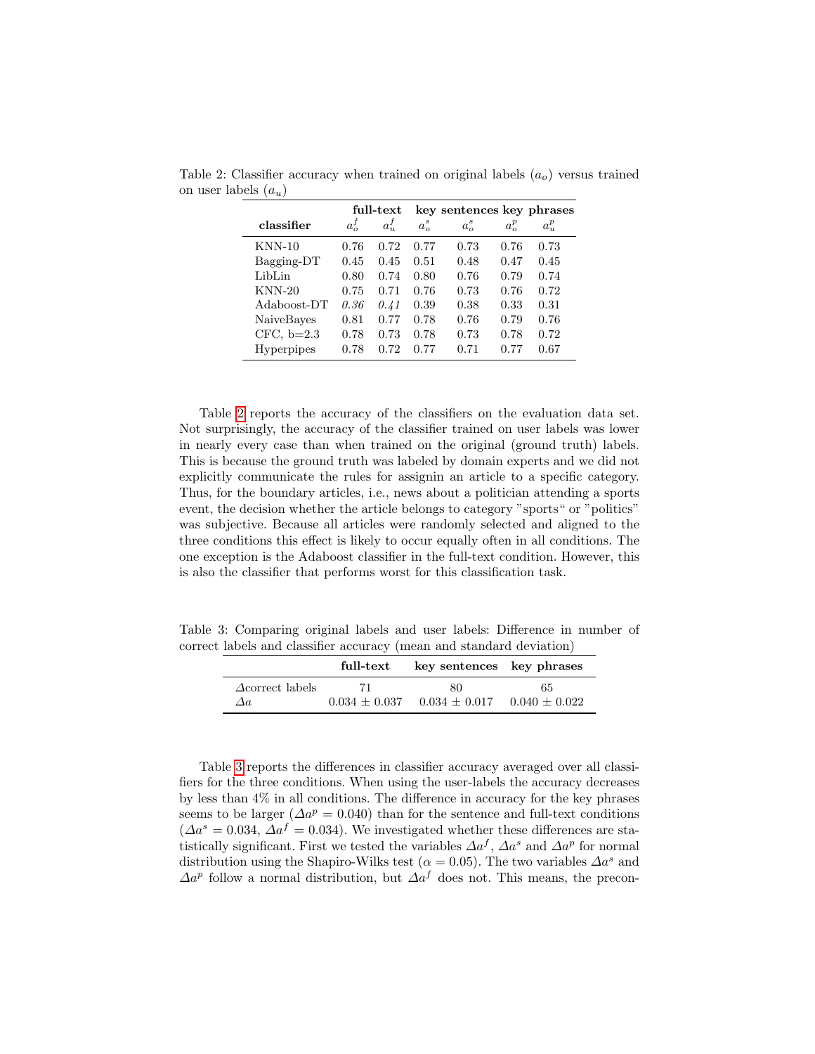Table 2: Classifier accuracy when trained on original labels ($a_o$) versus trained on user labels ($a_u$)

| classifier | full-text $a_o^f$ | full-text $a_u^f$ | key sentences $a_o^s$ | key sentences $a_o^s$ | key phrases $a_o^p$ | key phrases $a_u^p$ |
|---|---|---|---|---|---|---|
| KNN-10 | 0.76 | 0.72 | 0.77 | 0.73 | 0.76 | 0.73 |
| Bagging-DT | 0.45 | 0.45 | 0.51 | 0.48 | 0.47 | 0.45 |
| LibLin | 0.80 | 0.74 | 0.80 | 0.76 | 0.79 | 0.74 |
| KNN-20 | 0.75 | 0.71 | 0.76 | 0.73 | 0.76 | 0.72 |
| Adaboost-DT | *0.36* | *0.41* | 0.39 | 0.38 | 0.33 | 0.31 |
| NaiveBayes | 0.81 | 0.77 | 0.78 | 0.76 | 0.79 | 0.76 |
| CFC, b=2.3 | 0.78 | 0.73 | 0.78 | 0.73 | 0.78 | 0.72 |
| Hyperpipes | 0.78 | 0.72 | 0.77 | 0.71 | 0.77 | 0.67 |

Table 2 reports the accuracy of the classifiers on the evaluation data set. Not surprisingly, the accuracy of the classifier trained on user labels was lower in nearly every case than when trained on the original (ground truth) labels. This is because the ground truth was labeled by domain experts and we did not explicitly communicate the rules for assignin an article to a specific category. Thus, for the boundary articles, i.e., news about a politician attending a sports event, the decision whether the article belongs to category "sports" or "politics" was subjective. Because all articles were randomly selected and aligned to the three conditions this effect is likely to occur equally often in all conditions. The one exception is the Adaboost classifier in the full-text condition. However, this is also the classifier that performs worst for this classification task.

Table 3: Comparing original labels and user labels: Difference in number of correct labels and classifier accuracy (mean and standard deviation)

| | full-text | key sentences | key phrases |
|---|---|---|---|
| $\Delta$correct labels | 71 | 80 | 65 |
| $\Delta a$ | $0.034 \pm 0.037$ | $0.034 \pm 0.017$ | $0.040 \pm 0.022$ |

Table 3 reports the differences in classifier accuracy averaged over all classifiers for the three conditions. When using the user-labels the accuracy decreases by less than 4% in all conditions. The difference in accuracy for the key phrases seems to be larger ($\Delta a^p = 0.040$) than for the sentence and full-text conditions ($\Delta a^s = 0.034$, $\Delta a^f = 0.034$). We investigated whether these differences are statistically significant. First we tested the variables $\Delta a^f$, $\Delta a^s$ and $\Delta a^p$ for normal distribution using the Shapiro-Wilks test ($\alpha = 0.05$). The two variables $\Delta a^s$ and $\Delta a^p$ follow a normal distribution, but $\Delta a^f$ does not. This means, the precon-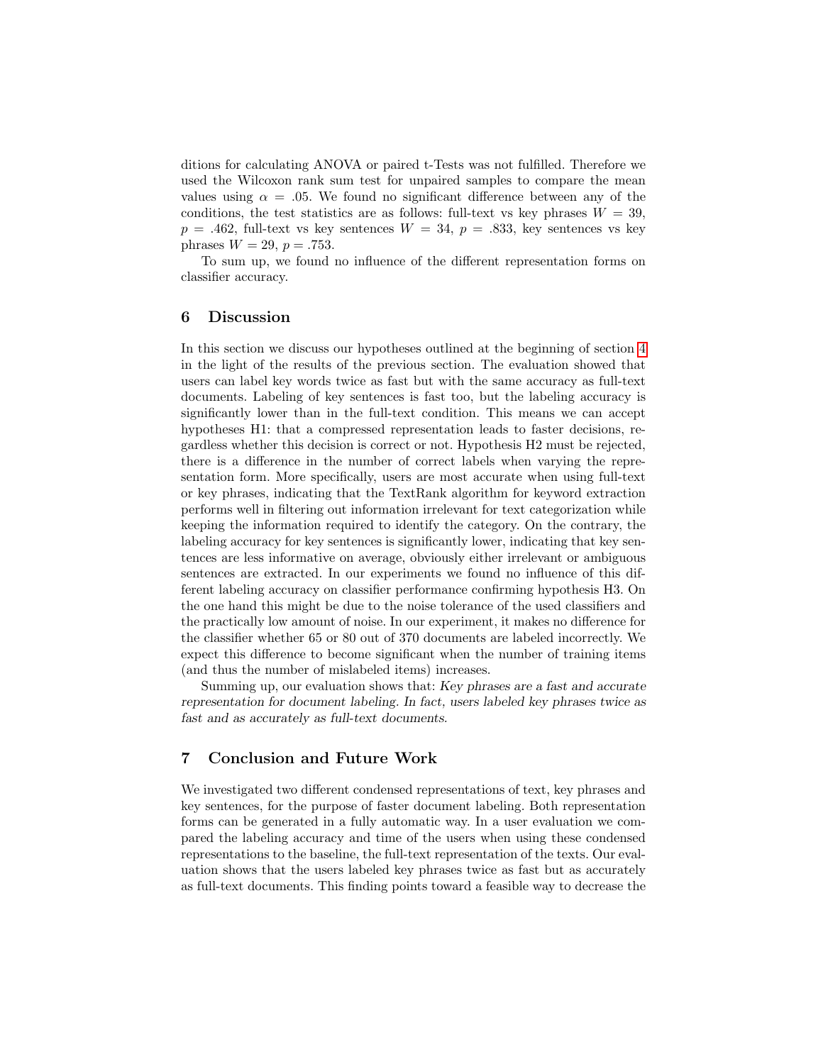ditions for calculating ANOVA or paired t-Tests was not fulfilled. Therefore we used the Wilcoxon rank sum test for unpaired samples to compare the mean values using $\alpha = .05$. We found no significant difference between any of the conditions, the test statistics are as follows: full-text vs key phrases $W = 39$, $p = .462$, full-text vs key sentences $W = 34$, $p = .833$, key sentences vs key phrases $W = 29$, $p = .753$.

To sum up, we found no influence of the different representation forms on classifier accuracy.

## 6 Discussion

In this section we discuss our hypotheses outlined at the beginning of section 4 in the light of the results of the previous section. The evaluation showed that users can label key words twice as fast but with the same accuracy as full-text documents. Labeling of key sentences is fast too, but the labeling accuracy is significantly lower than in the full-text condition. This means we can accept hypotheses H1: that a compressed representation leads to faster decisions, regardless whether this decision is correct or not. Hypothesis H2 must be rejected, there is a difference in the number of correct labels when varying the representation form. More specifically, users are most accurate when using full-text or key phrases, indicating that the TextRank algorithm for keyword extraction performs well in filtering out information irrelevant for text categorization while keeping the information required to identify the category. On the contrary, the labeling accuracy for key sentences is significantly lower, indicating that key sentences are less informative on average, obviously either irrelevant or ambiguous sentences are extracted. In our experiments we found no influence of this different labeling accuracy on classifier performance confirming hypothesis H3. On the one hand this might be due to the noise tolerance of the used classifiers and the practically low amount of noise. In our experiment, it makes no difference for the classifier whether 65 or 80 out of 370 documents are labeled incorrectly. We expect this difference to become significant when the number of training items (and thus the number of mislabeled items) increases.

Summing up, our evaluation shows that: *Key phrases are a fast and accurate representation for document labeling. In fact, users labeled key phrases twice as fast and as accurately as full-text documents.*

## 7 Conclusion and Future Work

We investigated two different condensed representations of text, key phrases and key sentences, for the purpose of faster document labeling. Both representation forms can be generated in a fully automatic way. In a user evaluation we compared the labeling accuracy and time of the users when using these condensed representations to the baseline, the full-text representation of the texts. Our evaluation shows that the users labeled key phrases twice as fast but as accurately as full-text documents. This finding points toward a feasible way to decrease the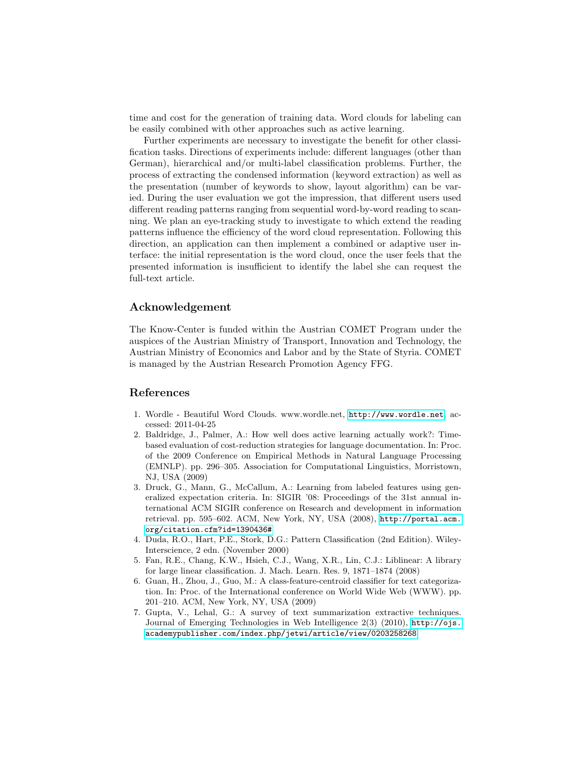time and cost for the generation of training data. Word clouds for labeling can be easily combined with other approaches such as active learning.

Further experiments are necessary to investigate the benefit for other classification tasks. Directions of experiments include: different languages (other than German), hierarchical and/or multi-label classification problems. Further, the process of extracting the condensed information (keyword extraction) as well as the presentation (number of keywords to show, layout algorithm) can be varied. During the user evaluation we got the impression, that different users used different reading patterns ranging from sequential word-by-word reading to scanning. We plan an eye-tracking study to investigate to which extend the reading patterns influence the efficiency of the word cloud representation. Following this direction, an application can then implement a combined or adaptive user interface: the initial representation is the word cloud, once the user feels that the presented information is insufficient to identify the label she can request the full-text article.

## Acknowledgement

The Know-Center is funded within the Austrian COMET Program under the auspices of the Austrian Ministry of Transport, Innovation and Technology, the Austrian Ministry of Economics and Labor and by the State of Styria. COMET is managed by the Austrian Research Promotion Agency FFG.

## References

1. Wordle - Beautiful Word Clouds. www.wordle.net, http://www.wordle.net, accessed: 2011-04-25
2. Baldridge, J., Palmer, A.: How well does active learning actually work?: Time-based evaluation of cost-reduction strategies for language documentation. In: Proc. of the 2009 Conference on Empirical Methods in Natural Language Processing (EMNLP). pp. 296–305. Association for Computational Linguistics, Morristown, NJ, USA (2009)
3. Druck, G., Mann, G., McCallum, A.: Learning from labeled features using generalized expectation criteria. In: SIGIR '08: Proceedings of the 31st annual international ACM SIGIR conference on Research and development in information retrieval. pp. 595–602. ACM, New York, NY, USA (2008), http://portal.acm.org/citation.cfm?id=1390436#
4. Duda, R.O., Hart, P.E., Stork, D.G.: Pattern Classification (2nd Edition). Wiley-Interscience, 2 edn. (November 2000)
5. Fan, R.E., Chang, K.W., Hsieh, C.J., Wang, X.R., Lin, C.J.: Liblinear: A library for large linear classification. J. Mach. Learn. Res. 9, 1871–1874 (2008)
6. Guan, H., Zhou, J., Guo, M.: A class-feature-centroid classifier for text categorization. In: Proc. of the International conference on World Wide Web (WWW). pp. 201–210. ACM, New York, NY, USA (2009)
7. Gupta, V., Lehal, G.: A survey of text summarization extractive techniques. Journal of Emerging Technologies in Web Intelligence 2(3) (2010), http://ojs.academypublisher.com/index.php/jetwi/article/view/0203258268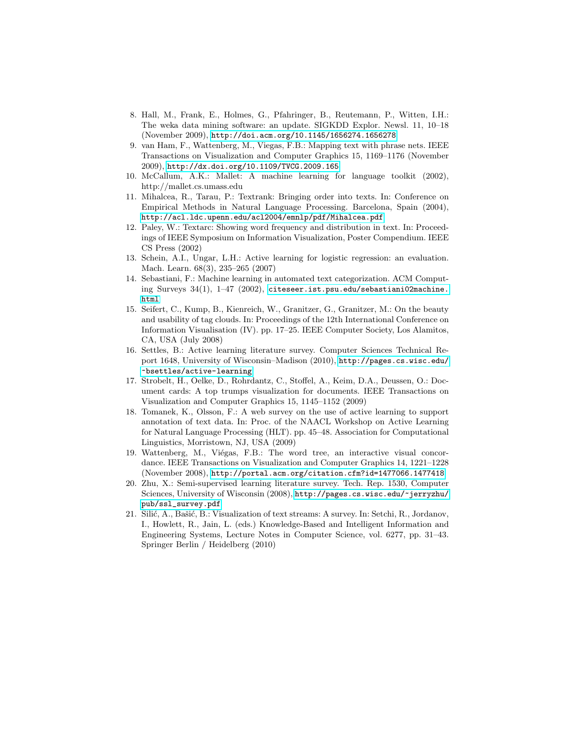8. Hall, M., Frank, E., Holmes, G., Pfahringer, B., Reutemann, P., Witten, I.H.: The weka data mining software: an update. SIGKDD Explor. Newsl. 11, 10–18 (November 2009), http://doi.acm.org/10.1145/1656274.1656278
9. van Ham, F., Wattenberg, M., Viegas, F.B.: Mapping text with phrase nets. IEEE Transactions on Visualization and Computer Graphics 15, 1169–1176 (November 2009), http://dx.doi.org/10.1109/TVCG.2009.165
10. McCallum, A.K.: Mallet: A machine learning for language toolkit (2002), http://mallet.cs.umass.edu
11. Mihalcea, R., Tarau, P.: Textrank: Bringing order into texts. In: Conference on Empirical Methods in Natural Language Processing. Barcelona, Spain (2004), http://acl.ldc.upenn.edu/acl2004/emnlp/pdf/Mihalcea.pdf
12. Paley, W.: Textarc: Showing word frequency and distribution in text. In: Proceedings of IEEE Symposium on Information Visualization, Poster Compendium. IEEE CS Press (2002)
13. Schein, A.I., Ungar, L.H.: Active learning for logistic regression: an evaluation. Mach. Learn. 68(3), 235–265 (2007)
14. Sebastiani, F.: Machine learning in automated text categorization. ACM Computing Surveys 34(1), 1–47 (2002), citeseer.ist.psu.edu/sebastiani02machine.html
15. Seifert, C., Kump, B., Kienreich, W., Granitzer, G., Granitzer, M.: On the beauty and usability of tag clouds. In: Proceedings of the 12th International Conference on Information Visualisation (IV). pp. 17–25. IEEE Computer Society, Los Alamitos, CA, USA (July 2008)
16. Settles, B.: Active learning literature survey. Computer Sciences Technical Report 1648, University of Wisconsin–Madison (2010), http://pages.cs.wisc.edu/~bsettles/active-learning
17. Strobelt, H., Oelke, D., Rohrdantz, C., Stoffel, A., Keim, D.A., Deussen, O.: Document cards: A top trumps visualization for documents. IEEE Transactions on Visualization and Computer Graphics 15, 1145–1152 (2009)
18. Tomanek, K., Olsson, F.: A web survey on the use of active learning to support annotation of text data. In: Proc. of the NAACL Workshop on Active Learning for Natural Language Processing (HLT). pp. 45–48. Association for Computational Linguistics, Morristown, NJ, USA (2009)
19. Wattenberg, M., Viégas, F.B.: The word tree, an interactive visual concordance. IEEE Transactions on Visualization and Computer Graphics 14, 1221–1228 (November 2008), http://portal.acm.org/citation.cfm?id=1477066.1477418
20. Zhu, X.: Semi-supervised learning literature survey. Tech. Rep. 1530, Computer Sciences, University of Wisconsin (2008), http://pages.cs.wisc.edu/~jerryzhu/pub/ssl_survey.pdf
21. Šilić, A., Bašić, B.: Visualization of text streams: A survey. In: Setchi, R., Jordanov, I., Howlett, R., Jain, L. (eds.) Knowledge-Based and Intelligent Information and Engineering Systems, Lecture Notes in Computer Science, vol. 6277, pp. 31–43. Springer Berlin / Heidelberg (2010)